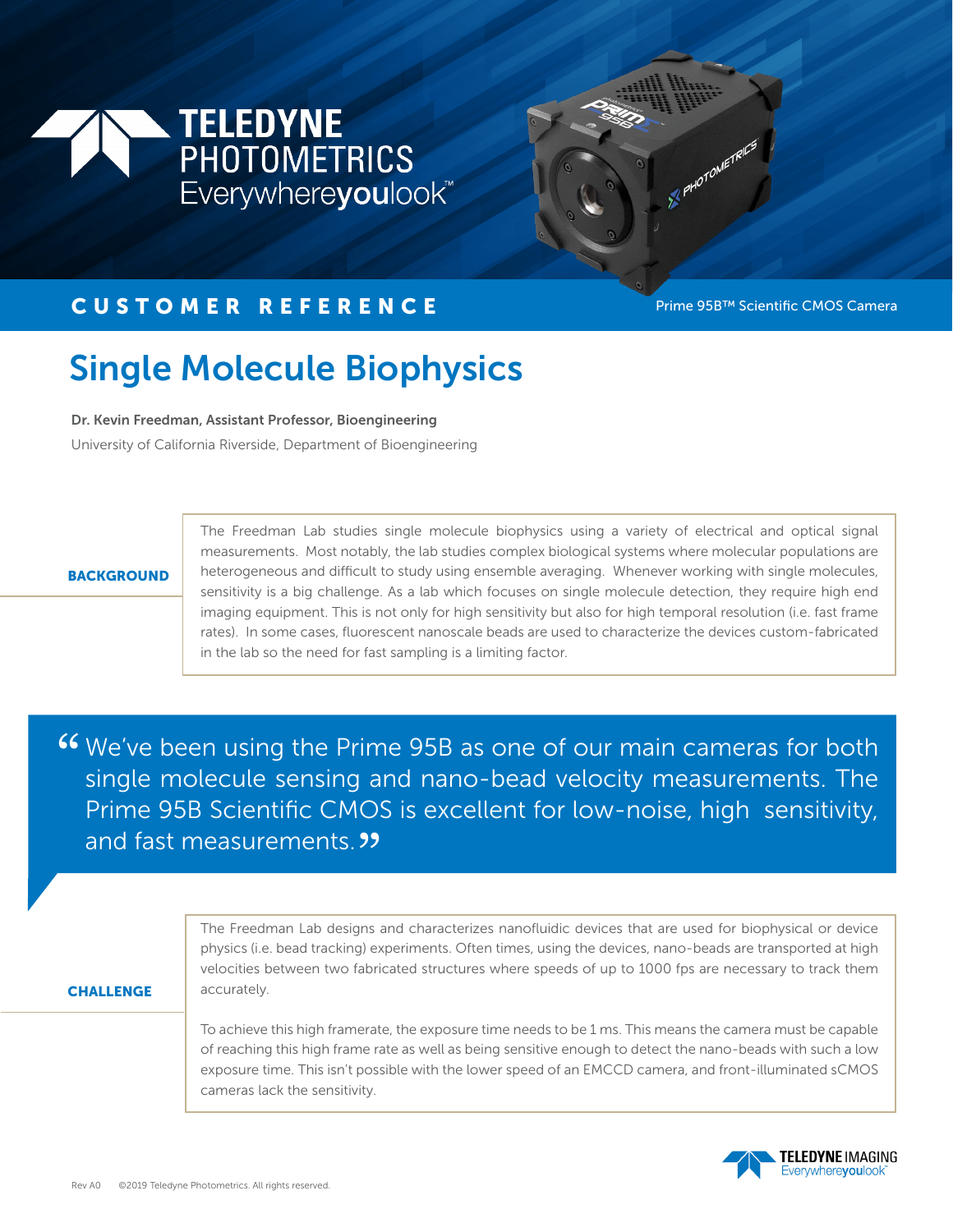TELEDYNE PHOTOMETRICS
Everywhereyoulook™

**CUSTOMER REFERENCE**

Prime 95B™ Scientific CMOS Camera

# Single Molecule Biophysics

**Dr. Kevin Freedman, Assistant Professor, Bioengineering**

University of California Riverside, Department of Bioengineering

## BACKGROUND

The Freedman Lab studies single molecule biophysics using a variety of electrical and optical signal measurements. Most notably, the lab studies complex biological systems where molecular populations are heterogeneous and difficult to study using ensemble averaging. Whenever working with single molecules, sensitivity is a big challenge. As a lab which focuses on single molecule detection, they require high end imaging equipment. This is not only for high sensitivity but also for high temporal resolution (i.e. fast frame rates). In some cases, fluorescent nanoscale beads are used to characterize the devices custom-fabricated in the lab so the need for fast sampling is a limiting factor.

> “We’ve been using the Prime 95B as one of our main cameras for both single molecule sensing and nano-bead velocity measurements. The Prime 95B Scientific CMOS is excellent for low-noise, high sensitivity, and fast measurements.”

## CHALLENGE

The Freedman Lab designs and characterizes nanofluidic devices that are used for biophysical or device physics (i.e. bead tracking) experiments. Often times, using the devices, nano-beads are transported at high velocities between two fabricated structures where speeds of up to 1000 fps are necessary to track them accurately.

To achieve this high framerate, the exposure time needs to be 1 ms. This means the camera must be capable of reaching this high frame rate as well as being sensitive enough to detect the nano-beads with such a low exposure time. This isn’t possible with the lower speed of an EMCCD camera, and front-illuminated sCMOS cameras lack the sensitivity.

Rev A0 ©2019 Teledyne Photometrics. All rights reserved.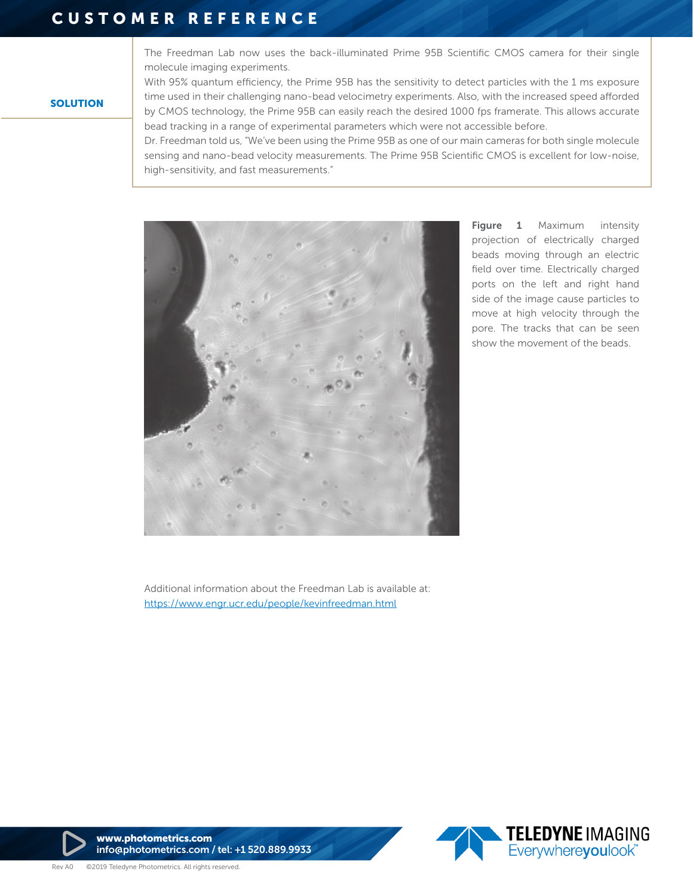## SOLUTION

The Freedman Lab now uses the back-illuminated Prime 95B Scientific CMOS camera for their single molecule imaging experiments.

With 95% quantum efficiency, the Prime 95B has the sensitivity to detect particles with the 1 ms exposure time used in their challenging nano-bead velocimetry experiments. Also, with the increased speed afforded by CMOS technology, the Prime 95B can easily reach the desired 1000 fps framerate. This allows accurate bead tracking in a range of experimental parameters which were not accessible before.

Dr. Freedman told us, "We've been using the Prime 95B as one of our main cameras for both single molecule sensing and nano-bead velocity measurements. The Prime 95B Scientific CMOS is excellent for low-noise, high-sensitivity, and fast measurements."

**Figure 1** Maximum intensity projection of electrically charged beads moving through an electric field over time. Electrically charged ports on the left and right hand side of the image cause particles to move at high velocity through the pore. The tracks that can be seen show the movement of the beads.

Additional information about the Freedman Lab is available at:
https://www.engr.ucr.edu/people/kevinfreedman.html

www.photometrics.com
info@photometrics.com / tel: +1 520.889.9933

Rev A0 ©2019 Teledyne Photometrics. All rights reserved.